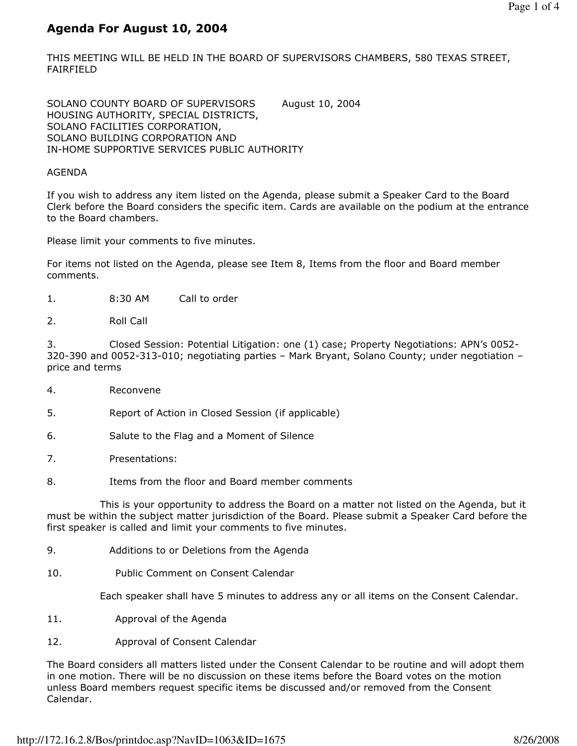# Agenda For August 10, 2004

THIS MEETING WILL BE HELD IN THE BOARD OF SUPERVISORS CHAMBERS, 580 TEXAS STREET, FAIRFIELD

SOLANO COUNTY BOARD OF SUPERVISORS August 10, 2004
HOUSING AUTHORITY, SPECIAL DISTRICTS,
SOLANO FACILITIES CORPORATION,
SOLANO BUILDING CORPORATION AND
IN-HOME SUPPORTIVE SERVICES PUBLIC AUTHORITY

AGENDA

If you wish to address any item listed on the Agenda, please submit a Speaker Card to the Board Clerk before the Board considers the specific item. Cards are available on the podium at the entrance to the Board chambers.

Please limit your comments to five minutes.

For items not listed on the Agenda, please see Item 8, Items from the floor and Board member comments.

1. 8:30 AM Call to order

2. Roll Call

3. Closed Session: Potential Litigation: one (1) case; Property Negotiations: APN's 0052-320-390 and 0052-313-010; negotiating parties – Mark Bryant, Solano County; under negotiation – price and terms

4. Reconvene

5. Report of Action in Closed Session (if applicable)

6. Salute to the Flag and a Moment of Silence

7. Presentations:

8. Items from the floor and Board member comments

   This is your opportunity to address the Board on a matter not listed on the Agenda, but it must be within the subject matter jurisdiction of the Board. Please submit a Speaker Card before the first speaker is called and limit your comments to five minutes.

9. Additions to or Deletions from the Agenda

10. Public Comment on Consent Calendar

    Each speaker shall have 5 minutes to address any or all items on the Consent Calendar.

11. Approval of the Agenda

12. Approval of Consent Calendar

The Board considers all matters listed under the Consent Calendar to be routine and will adopt them in one motion. There will be no discussion on these items before the Board votes on the motion unless Board members request specific items be discussed and/or removed from the Consent Calendar.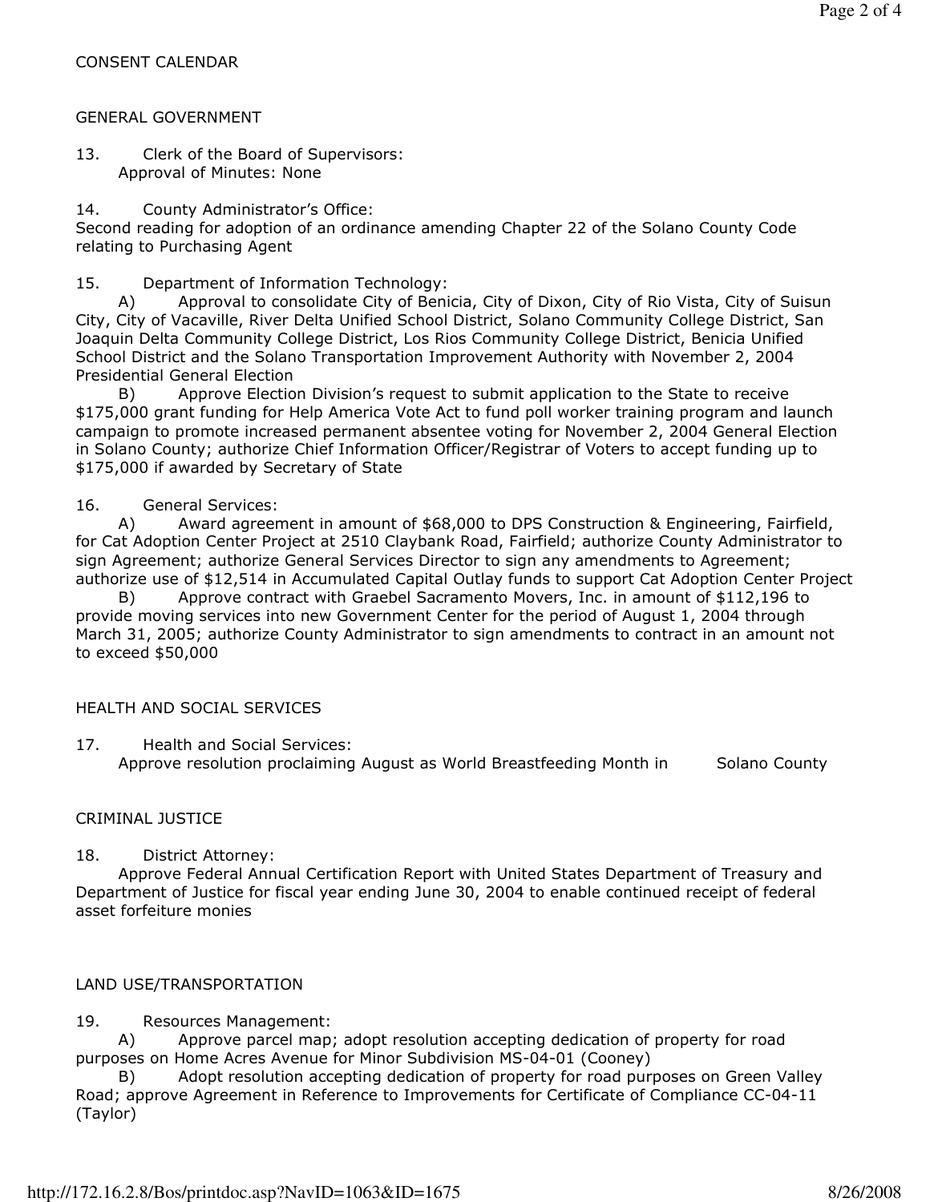CONSENT CALENDAR

GENERAL GOVERNMENT

13. Clerk of the Board of Supervisors:
Approval of Minutes: None

14. County Administrator's Office:
Second reading for adoption of an ordinance amending Chapter 22 of the Solano County Code relating to Purchasing Agent

15. Department of Information Technology:
A) Approval to consolidate City of Benicia, City of Dixon, City of Rio Vista, City of Suisun City, City of Vacaville, River Delta Unified School District, Solano Community College District, San Joaquin Delta Community College District, Los Rios Community College District, Benicia Unified School District and the Solano Transportation Improvement Authority with November 2, 2004 Presidential General Election
B) Approve Election Division's request to submit application to the State to receive $175,000 grant funding for Help America Vote Act to fund poll worker training program and launch campaign to promote increased permanent absentee voting for November 2, 2004 General Election in Solano County; authorize Chief Information Officer/Registrar of Voters to accept funding up to $175,000 if awarded by Secretary of State

16. General Services:
A) Award agreement in amount of $68,000 to DPS Construction & Engineering, Fairfield, for Cat Adoption Center Project at 2510 Claybank Road, Fairfield; authorize County Administrator to sign Agreement; authorize General Services Director to sign any amendments to Agreement; authorize use of $12,514 in Accumulated Capital Outlay funds to support Cat Adoption Center Project
B) Approve contract with Graebel Sacramento Movers, Inc. in amount of $112,196 to provide moving services into new Government Center for the period of August 1, 2004 through March 31, 2005; authorize County Administrator to sign amendments to contract in an amount not to exceed $50,000

HEALTH AND SOCIAL SERVICES

17. Health and Social Services:
Approve resolution proclaiming August as World Breastfeeding Month in Solano County

CRIMINAL JUSTICE

18. District Attorney:
Approve Federal Annual Certification Report with United States Department of Treasury and Department of Justice for fiscal year ending June 30, 2004 to enable continued receipt of federal asset forfeiture monies

LAND USE/TRANSPORTATION

19. Resources Management:
A) Approve parcel map; adopt resolution accepting dedication of property for road purposes on Home Acres Avenue for Minor Subdivision MS-04-01 (Cooney)
B) Adopt resolution accepting dedication of property for road purposes on Green Valley Road; approve Agreement in Reference to Improvements for Certificate of Compliance CC-04-11 (Taylor)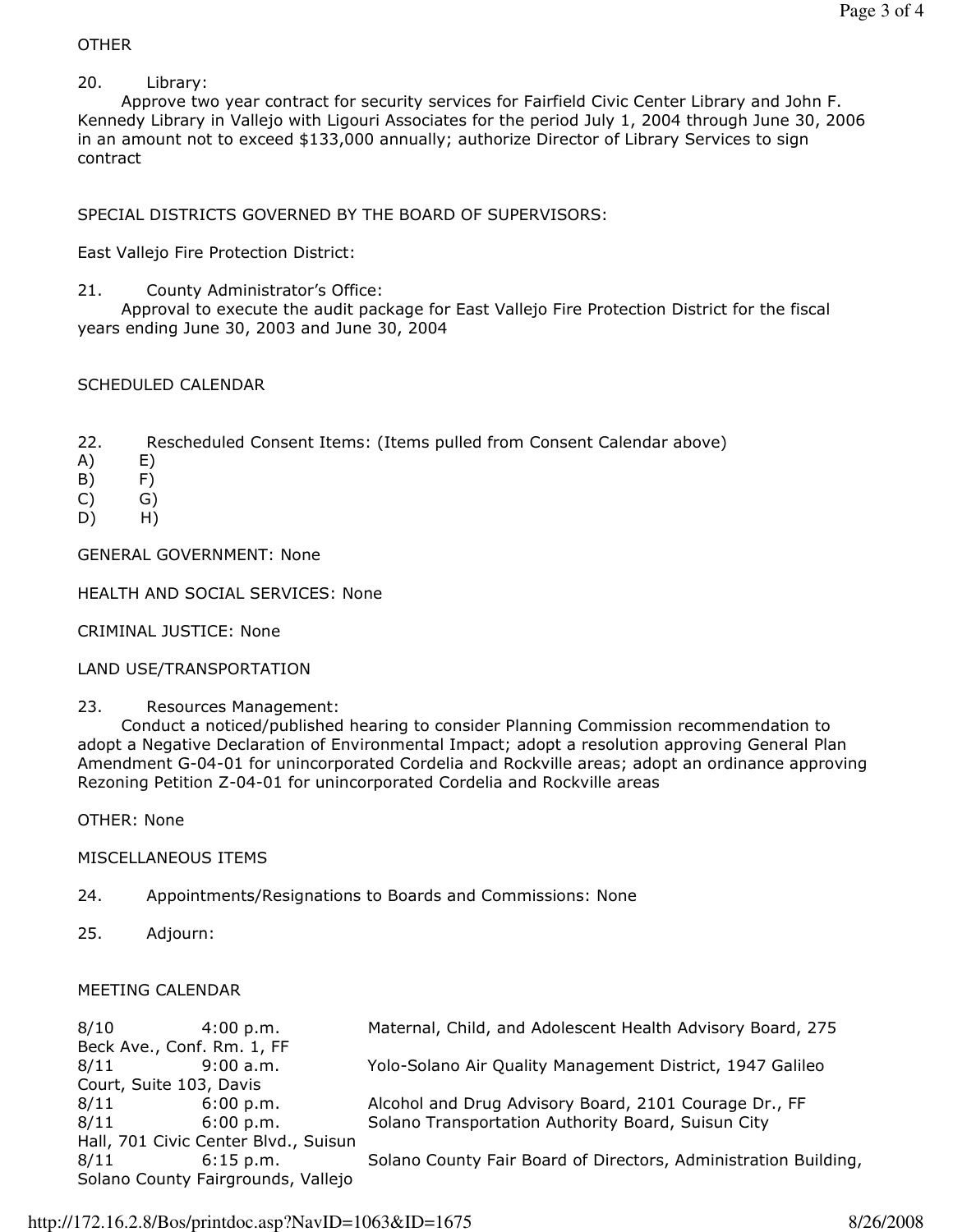OTHER

20. Library:
Approve two year contract for security services for Fairfield Civic Center Library and John F. Kennedy Library in Vallejo with Ligouri Associates for the period July 1, 2004 through June 30, 2006 in an amount not to exceed $133,000 annually; authorize Director of Library Services to sign contract

SPECIAL DISTRICTS GOVERNED BY THE BOARD OF SUPERVISORS:

East Vallejo Fire Protection District:

21. County Administrator's Office:
Approval to execute the audit package for East Vallejo Fire Protection District for the fiscal years ending June 30, 2003 and June 30, 2004

SCHEDULED CALENDAR

22. Rescheduled Consent Items: (Items pulled from Consent Calendar above)

A) E)
B) F)
C) G)
D) H)

GENERAL GOVERNMENT: None

HEALTH AND SOCIAL SERVICES: None

CRIMINAL JUSTICE: None

LAND USE/TRANSPORTATION

23. Resources Management:
Conduct a noticed/published hearing to consider Planning Commission recommendation to adopt a Negative Declaration of Environmental Impact; adopt a resolution approving General Plan Amendment G-04-01 for unincorporated Cordelia and Rockville areas; adopt an ordinance approving Rezoning Petition Z-04-01 for unincorporated Cordelia and Rockville areas

OTHER: None

MISCELLANEOUS ITEMS

24. Appointments/Resignations to Boards and Commissions: None

25. Adjourn:

MEETING CALENDAR

8/10 4:00 p.m. Maternal, Child, and Adolescent Health Advisory Board, 275 Beck Ave., Conf. Rm. 1, FF
8/11 9:00 a.m. Yolo-Solano Air Quality Management District, 1947 Galileo Court, Suite 103, Davis
8/11 6:00 p.m. Alcohol and Drug Advisory Board, 2101 Courage Dr., FF
8/11 6:00 p.m. Solano Transportation Authority Board, Suisun City Hall, 701 Civic Center Blvd., Suisun
8/11 6:15 p.m. Solano County Fair Board of Directors, Administration Building, Solano County Fairgrounds, Vallejo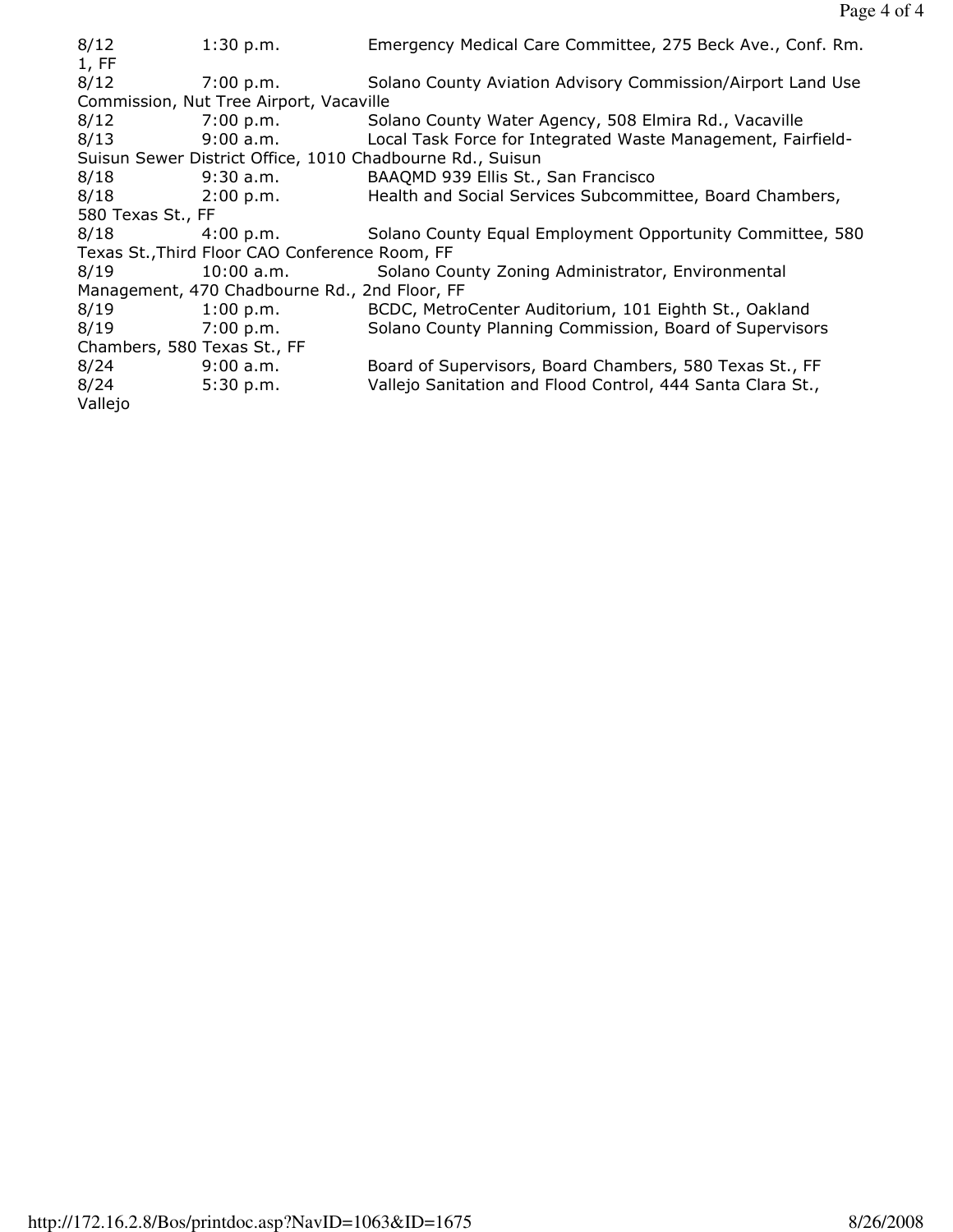8/12 1:30 p.m. Emergency Medical Care Committee, 275 Beck Ave., Conf. Rm. 1, FF

8/12 7:00 p.m. Solano County Aviation Advisory Commission/Airport Land Use Commission, Nut Tree Airport, Vacaville

8/12 7:00 p.m. Solano County Water Agency, 508 Elmira Rd., Vacaville

8/13 9:00 a.m. Local Task Force for Integrated Waste Management, Fairfield-Suisun Sewer District Office, 1010 Chadbourne Rd., Suisun

8/18 9:30 a.m. BAAQMD 939 Ellis St., San Francisco

8/18 2:00 p.m. Health and Social Services Subcommittee, Board Chambers, 580 Texas St., FF

8/18 4:00 p.m. Solano County Equal Employment Opportunity Committee, 580 Texas St.,Third Floor CAO Conference Room, FF

8/19 10:00 a.m. Solano County Zoning Administrator, Environmental Management, 470 Chadbourne Rd., 2nd Floor, FF

8/19 1:00 p.m. BCDC, MetroCenter Auditorium, 101 Eighth St., Oakland

8/19 7:00 p.m. Solano County Planning Commission, Board of Supervisors Chambers, 580 Texas St., FF

8/24 9:00 a.m. Board of Supervisors, Board Chambers, 580 Texas St., FF

8/24 5:30 p.m. Vallejo Sanitation and Flood Control, 444 Santa Clara St., Vallejo